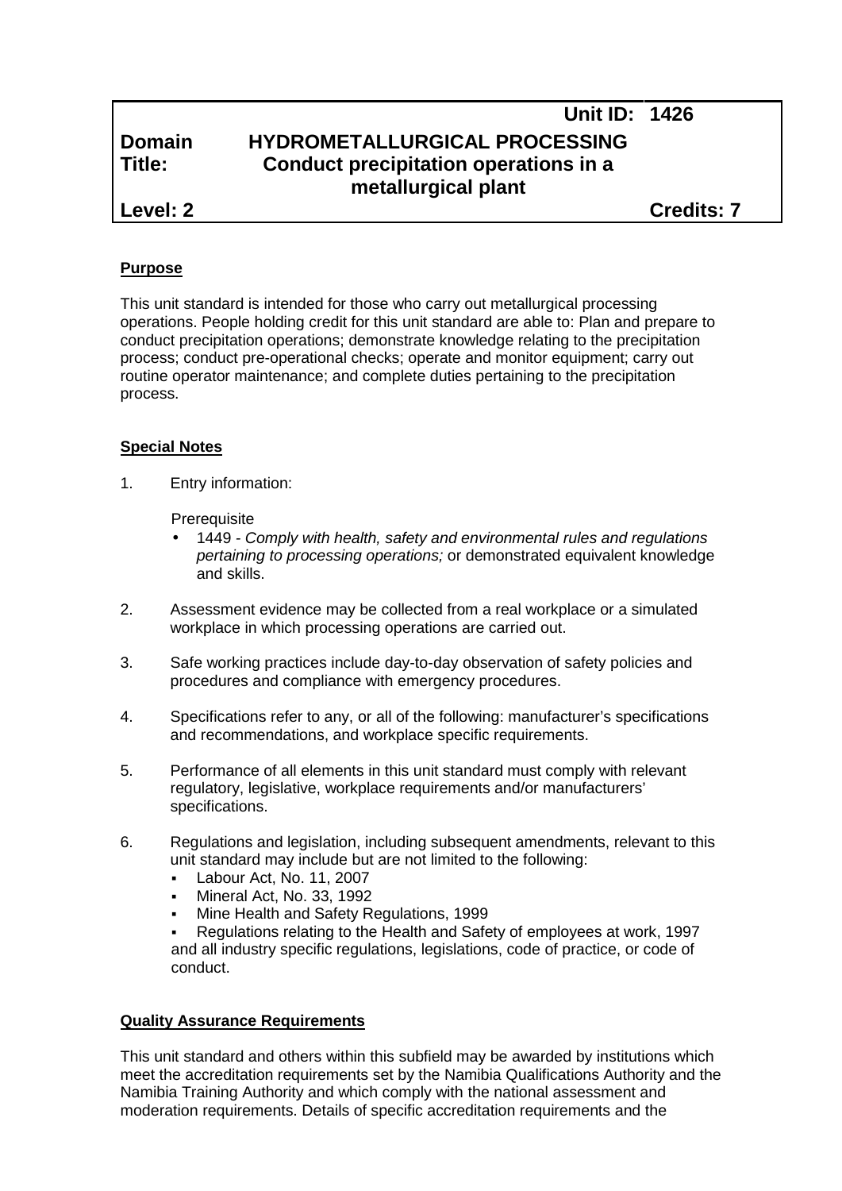| | | Unit ID: | 1426 |
|---|---|---|---|
| **Domain** | **HYDROMETALLURGICAL PROCESSING** | | |
| **Title:** | **Conduct precipitation operations in a metallurgical plant** | | |
| **Level: 2** | | | **Credits: 7** |

**Purpose**

This unit standard is intended for those who carry out metallurgical processing operations. People holding credit for this unit standard are able to: Plan and prepare to conduct precipitation operations; demonstrate knowledge relating to the precipitation process; conduct pre-operational checks; operate and monitor equipment; carry out routine operator maintenance; and complete duties pertaining to the precipitation process.

**Special Notes**

1. Entry information:

   Prerequisite
   - 1449 - *Comply with health, safety and environmental rules and regulations pertaining to processing operations;* or demonstrated equivalent knowledge and skills.

2. Assessment evidence may be collected from a real workplace or a simulated workplace in which processing operations are carried out.

3. Safe working practices include day-to-day observation of safety policies and procedures and compliance with emergency procedures.

4. Specifications refer to any, or all of the following: manufacturer's specifications and recommendations, and workplace specific requirements.

5. Performance of all elements in this unit standard must comply with relevant regulatory, legislative, workplace requirements and/or manufacturers' specifications.

6. Regulations and legislation, including subsequent amendments, relevant to this unit standard may include but are not limited to the following:
   - Labour Act, No. 11, 2007
   - Mineral Act, No. 33, 1992
   - Mine Health and Safety Regulations, 1999
   - Regulations relating to the Health and Safety of employees at work, 1997

   and all industry specific regulations, legislations, code of practice, or code of conduct.

**Quality Assurance Requirements**

This unit standard and others within this subfield may be awarded by institutions which meet the accreditation requirements set by the Namibia Qualifications Authority and the Namibia Training Authority and which comply with the national assessment and moderation requirements. Details of specific accreditation requirements and the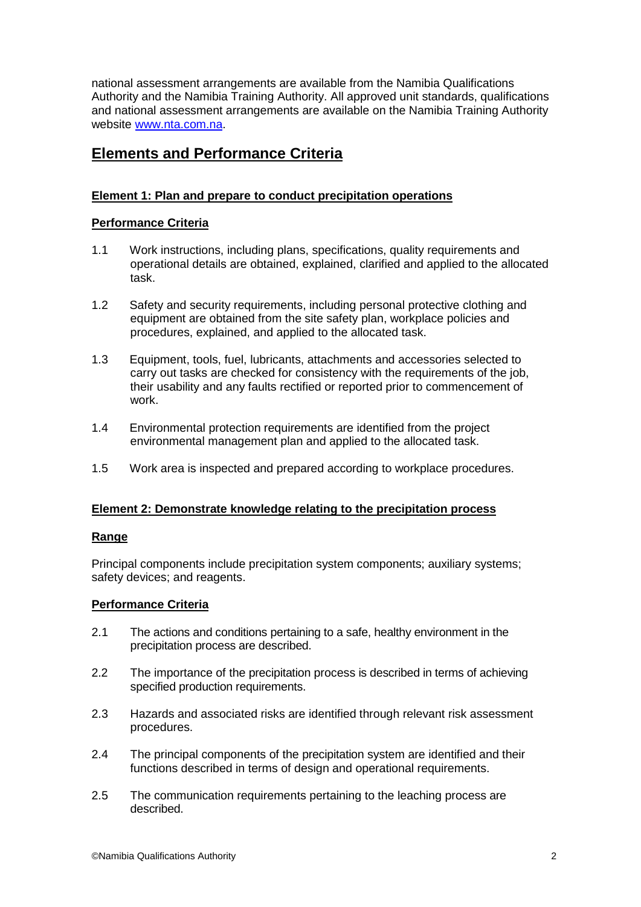national assessment arrangements are available from the Namibia Qualifications Authority and the Namibia Training Authority. All approved unit standards, qualifications and national assessment arrangements are available on the Namibia Training Authority website www.nta.com.na.

## Elements and Performance Criteria

### Element 1: Plan and prepare to conduct precipitation operations

#### Performance Criteria

1.1 Work instructions, including plans, specifications, quality requirements and operational details are obtained, explained, clarified and applied to the allocated task.

1.2 Safety and security requirements, including personal protective clothing and equipment are obtained from the site safety plan, workplace policies and procedures, explained, and applied to the allocated task.

1.3 Equipment, tools, fuel, lubricants, attachments and accessories selected to carry out tasks are checked for consistency with the requirements of the job, their usability and any faults rectified or reported prior to commencement of work.

1.4 Environmental protection requirements are identified from the project environmental management plan and applied to the allocated task.

1.5 Work area is inspected and prepared according to workplace procedures.

### Element 2: Demonstrate knowledge relating to the precipitation process

#### Range

Principal components include precipitation system components; auxiliary systems; safety devices; and reagents.

#### Performance Criteria

2.1 The actions and conditions pertaining to a safe, healthy environment in the precipitation process are described.

2.2 The importance of the precipitation process is described in terms of achieving specified production requirements.

2.3 Hazards and associated risks are identified through relevant risk assessment procedures.

2.4 The principal components of the precipitation system are identified and their functions described in terms of design and operational requirements.

2.5 The communication requirements pertaining to the leaching process are described.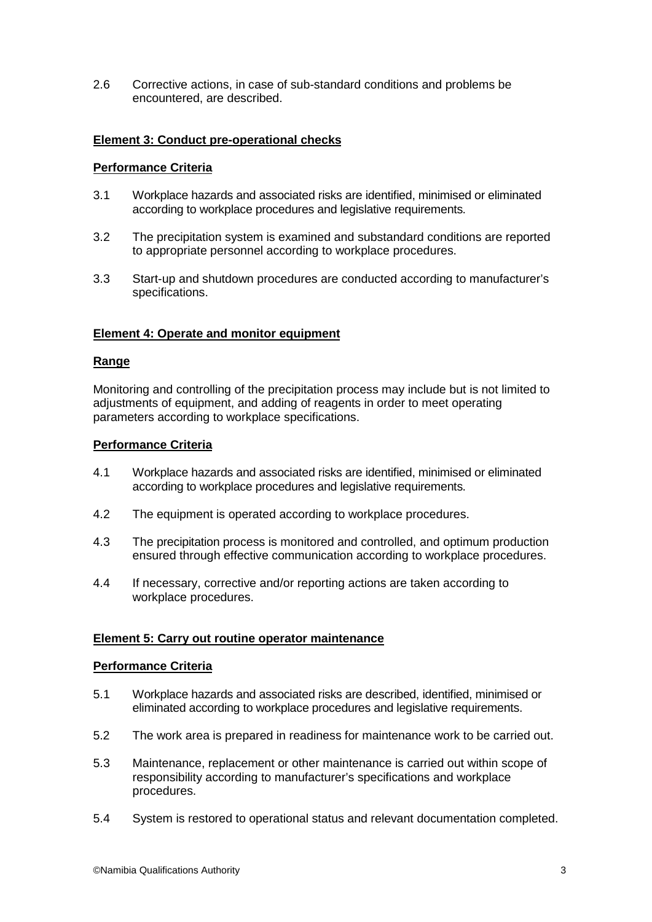2.6 Corrective actions, in case of sub-standard conditions and problems be encountered, are described.

**Element 3: Conduct pre-operational checks**

**Performance Criteria**

3.1 Workplace hazards and associated risks are identified, minimised or eliminated according to workplace procedures and legislative requirements.

3.2 The precipitation system is examined and substandard conditions are reported to appropriate personnel according to workplace procedures.

3.3 Start-up and shutdown procedures are conducted according to manufacturer's specifications.

**Element 4: Operate and monitor equipment**

**Range**

Monitoring and controlling of the precipitation process may include but is not limited to adjustments of equipment, and adding of reagents in order to meet operating parameters according to workplace specifications.

**Performance Criteria**

4.1 Workplace hazards and associated risks are identified, minimised or eliminated according to workplace procedures and legislative requirements.

4.2 The equipment is operated according to workplace procedures.

4.3 The precipitation process is monitored and controlled, and optimum production ensured through effective communication according to workplace procedures.

4.4 If necessary, corrective and/or reporting actions are taken according to workplace procedures.

**Element 5: Carry out routine operator maintenance**

**Performance Criteria**

5.1 Workplace hazards and associated risks are described, identified, minimised or eliminated according to workplace procedures and legislative requirements.

5.2 The work area is prepared in readiness for maintenance work to be carried out.

5.3 Maintenance, replacement or other maintenance is carried out within scope of responsibility according to manufacturer's specifications and workplace procedures.

5.4 System is restored to operational status and relevant documentation completed.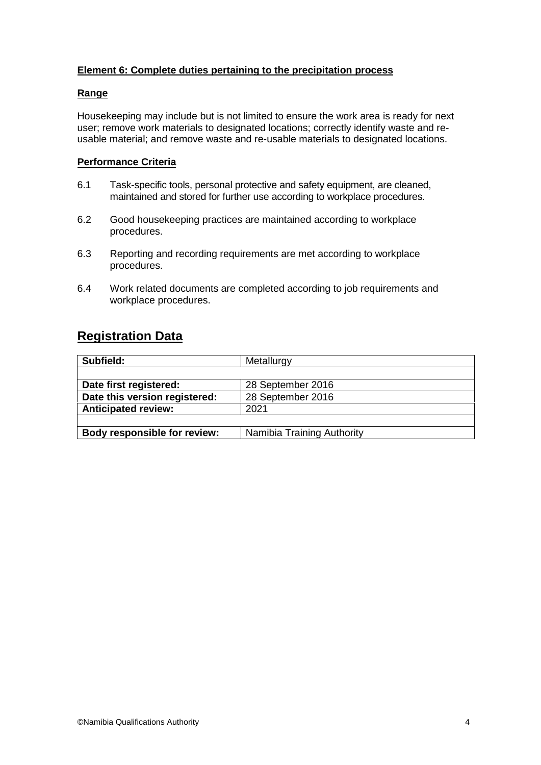**Element 6: Complete duties pertaining to the precipitation process**

**Range**

Housekeeping may include but is not limited to ensure the work area is ready for next user; remove work materials to designated locations; correctly identify waste and re-usable material; and remove waste and re-usable materials to designated locations.

**Performance Criteria**

6.1 Task-specific tools, personal protective and safety equipment, are cleaned, maintained and stored for further use according to workplace procedures.

6.2 Good housekeeping practices are maintained according to workplace procedures.

6.3 Reporting and recording requirements are met according to workplace procedures.

6.4 Work related documents are completed according to job requirements and workplace procedures.

## Registration Data

| | |
|---|---|
| **Subfield:** | Metallurgy |
| | |
| **Date first registered:** | 28 September 2016 |
| **Date this version registered:** | 28 September 2016 |
| **Anticipated review:** | 2021 |
| | |
| **Body responsible for review:** | Namibia Training Authority |

©Namibia Qualifications Authority